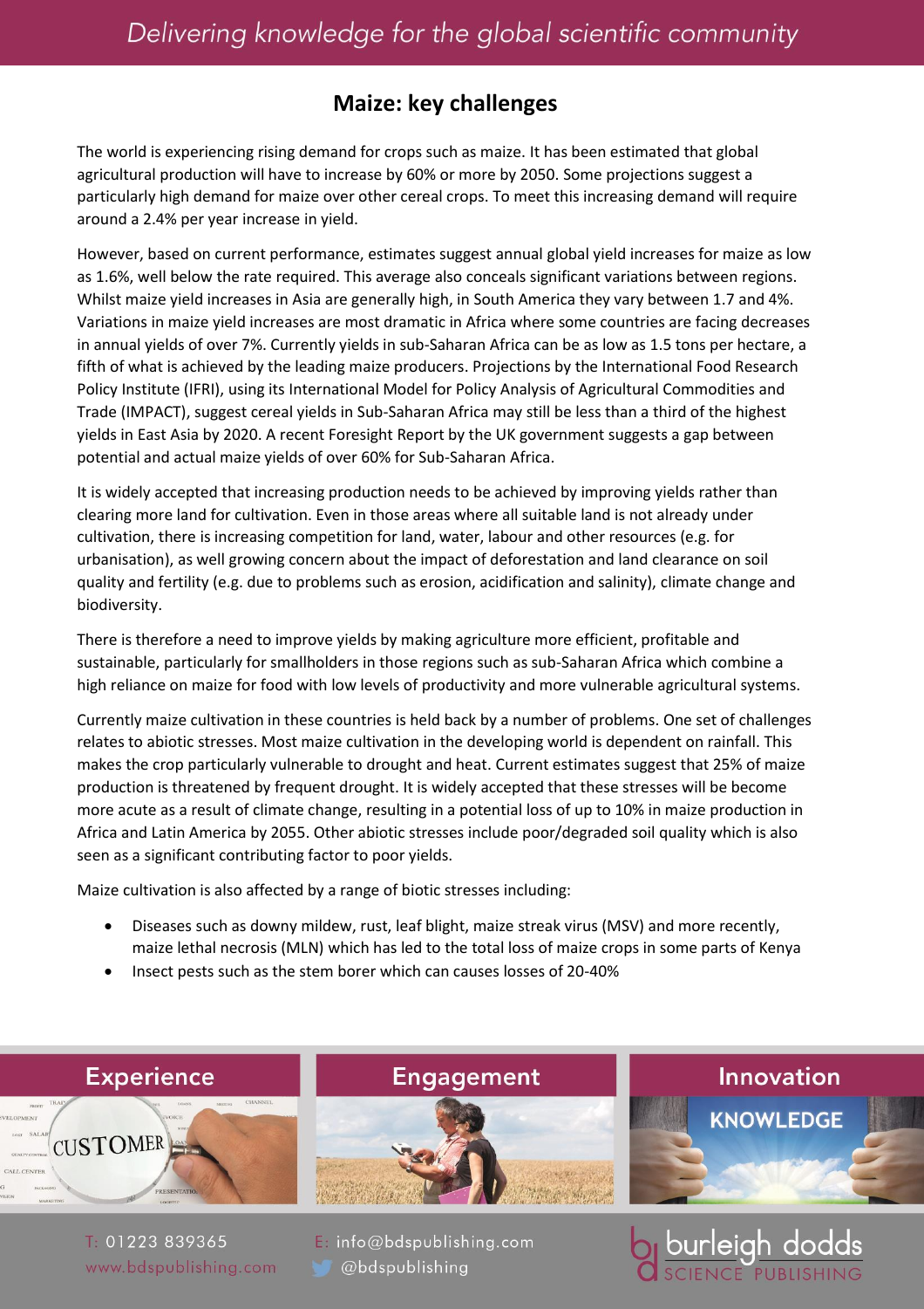# Maize: key challenges

The world is experiencing rising demand for crops such as maize. It has been estimated that global agricultural production will have to increase by 60% or more by 2050. Some projections suggest a particularly high demand for maize over other cereal crops. To meet this increasing demand will require around a 2.4% per year increase in yield.

However, based on current performance, estimates suggest annual global yield increases for maize as low as 1.6%, well below the rate required. This average also conceals significant variations between regions. Whilst maize yield increases in Asia are generally high, in South America they vary between 1.7 and 4%. Variations in maize yield increases are most dramatic in Africa where some countries are facing decreases in annual yields of over 7%. Currently yields in sub-Saharan Africa can be as low as 1.5 tons per hectare, a fifth of what is achieved by the leading maize producers. Projections by the International Food Research Policy Institute (IFRI), using its International Model for Policy Analysis of Agricultural Commodities and Trade (IMPACT), suggest cereal yields in Sub-Saharan Africa may still be less than a third of the highest yields in East Asia by 2020. A recent Foresight Report by the UK government suggests a gap between potential and actual maize yields of over 60% for Sub-Saharan Africa.

It is widely accepted that increasing production needs to be achieved by improving yields rather than clearing more land for cultivation. Even in those areas where all suitable land is not already under cultivation, there is increasing competition for land, water, labour and other resources (e.g. for urbanisation), as well growing concern about the impact of deforestation and land clearance on soil quality and fertility (e.g. due to problems such as erosion, acidification and salinity), climate change and biodiversity.

There is therefore a need to improve yields by making agriculture more efficient, profitable and sustainable, particularly for smallholders in those regions such as sub-Saharan Africa which combine a high reliance on maize for food with low levels of productivity and more vulnerable agricultural systems.

Currently maize cultivation in these countries is held back by a number of problems. One set of challenges relates to abiotic stresses. Most maize cultivation in the developing world is dependent on rainfall. This makes the crop particularly vulnerable to drought and heat. Current estimates suggest that 25% of maize production is threatened by frequent drought. It is widely accepted that these stresses will be become more acute as a result of climate change, resulting in a potential loss of up to 10% in maize production in Africa and Latin America by 2055. Other abiotic stresses include poor/degraded soil quality which is also seen as a significant contributing factor to poor yields.

Maize cultivation is also affected by a range of biotic stresses including:

- Diseases such as downy mildew, rust, leaf blight, maize streak virus (MSV) and more recently, maize lethal necrosis (MLN) which has led to the total loss of maize crops in some parts of Kenya
- Insect pests such as the stem borer which can causes losses of 20-40%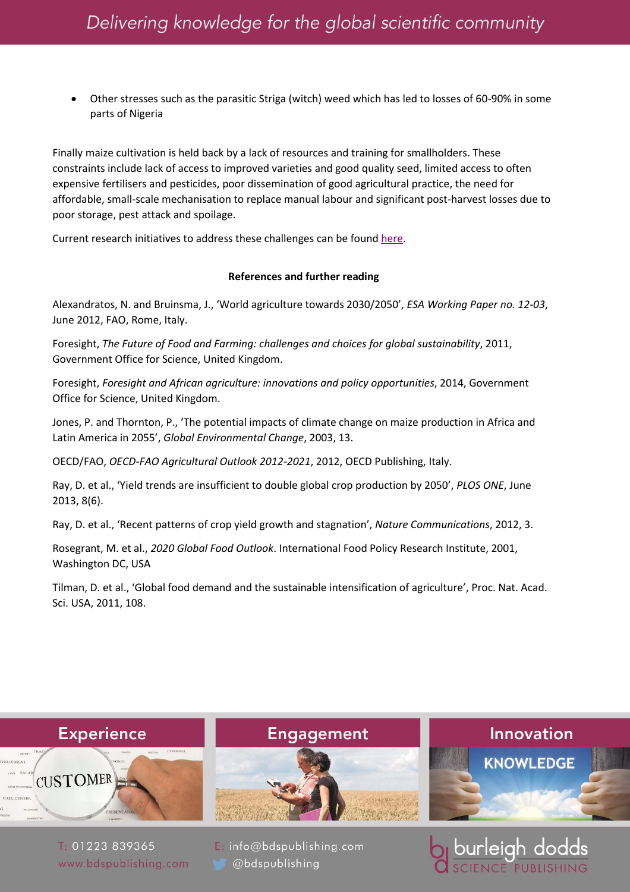- Other stresses such as the parasitic Striga (witch) weed which has led to losses of 60-90% in some parts of Nigeria

Finally maize cultivation is held back by a lack of resources and training for smallholders. These constraints include lack of access to improved varieties and good quality seed, limited access to often expensive fertilisers and pesticides, poor dissemination of good agricultural practice, the need for affordable, small-scale mechanisation to replace manual labour and significant post-harvest losses due to poor storage, pest attack and spoilage.

Current research initiatives to address these challenges can be found here.

**References and further reading**

Alexandratos, N. and Bruinsma, J., 'World agriculture towards 2030/2050', *ESA Working Paper no. 12-03*, June 2012, FAO, Rome, Italy.

Foresight, *The Future of Food and Farming: challenges and choices for global sustainability*, 2011, Government Office for Science, United Kingdom.

Foresight, *Foresight and African agriculture: innovations and policy opportunities*, 2014, Government Office for Science, United Kingdom.

Jones, P. and Thornton, P., 'The potential impacts of climate change on maize production in Africa and Latin America in 2055', *Global Environmental Change*, 2003, 13.

OECD/FAO, *OECD-FAO Agricultural Outlook 2012-2021*, 2012, OECD Publishing, Italy.

Ray, D. et al., 'Yield trends are insufficient to double global crop production by 2050', *PLOS ONE*, June 2013, 8(6).

Ray, D. et al., 'Recent patterns of crop yield growth and stagnation', *Nature Communications*, 2012, 3.

Rosegrant, M. et al., *2020 Global Food Outlook*. International Food Policy Research Institute, 2001, Washington DC, USA

Tilman, D. et al., 'Global food demand and the sustainable intensification of agriculture', Proc. Nat. Acad. Sci. USA, 2011, 108.

Experience | Engagement | Innovation

T: 01223 839365
www.bdspublishing.com
E: info@bdspublishing.com
@bdspublishing

burleigh dodds SCIENCE PUBLISHING